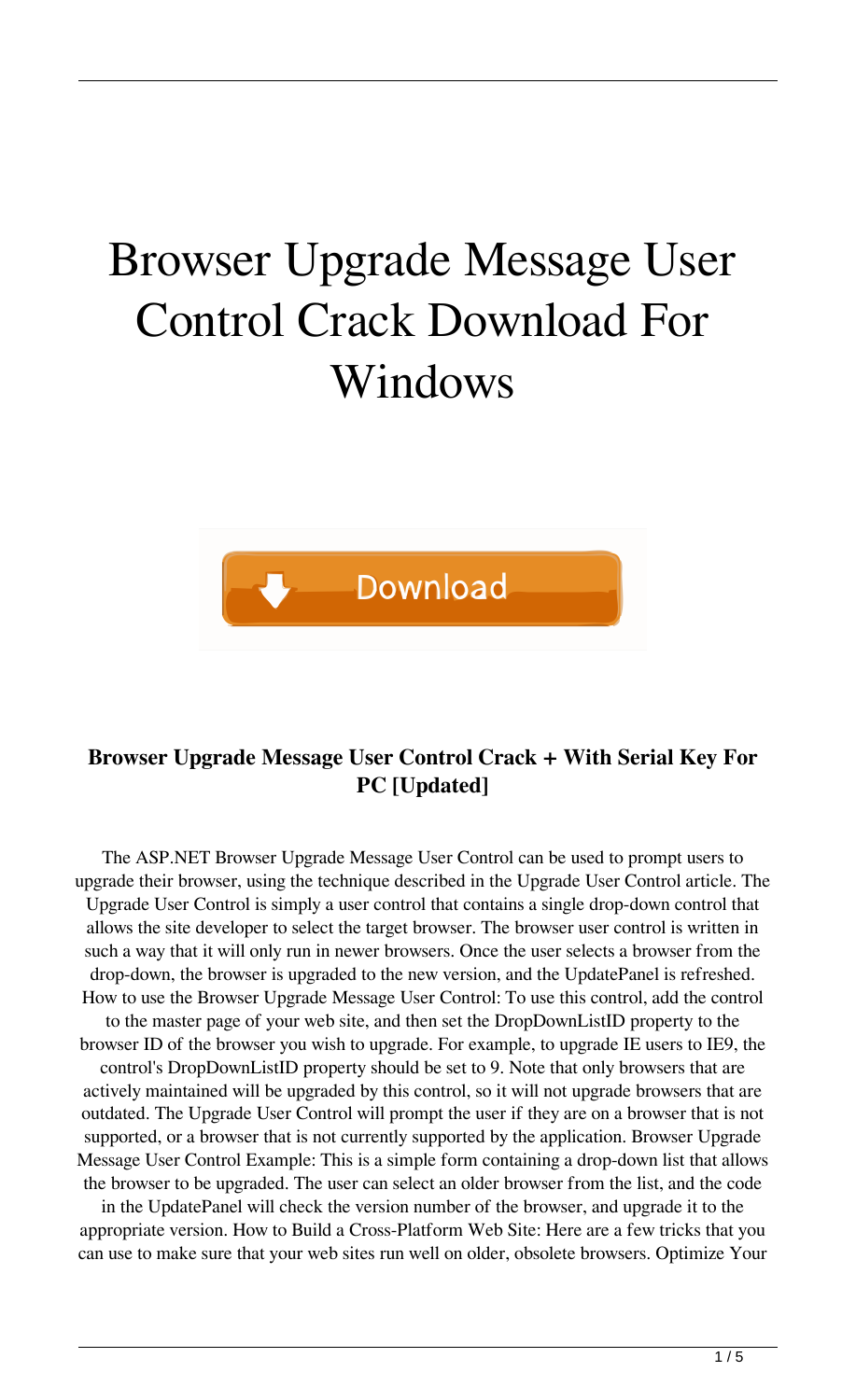# Browser Upgrade Message User Control Crack Download For Windows

Download

**Browser Upgrade Message User Control Crack + With Serial Key For PC [Updated]**

The ASP.NET Browser Upgrade Message User Control can be used to prompt users to upgrade their browser, using the technique described in the Upgrade User Control article. The Upgrade User Control is simply a user control that contains a single drop-down control that allows the site developer to select the target browser. The browser user control is written in such a way that it will only run in newer browsers. Once the user selects a browser from the drop-down, the browser is upgraded to the new version, and the UpdatePanel is refreshed. How to use the Browser Upgrade Message User Control: To use this control, add the control to the master page of your web site, and then set the DropDownListID property to the browser ID of the browser you wish to upgrade. For example, to upgrade IE users to IE9, the control's DropDownListID property should be set to 9. Note that only browsers that are actively maintained will be upgraded by this control, so it will not upgrade browsers that are outdated. The Upgrade User Control will prompt the user if they are on a browser that is not supported, or a browser that is not currently supported by the application. Browser Upgrade Message User Control Example: This is a simple form containing a drop-down list that allows the browser to be upgraded. The user can select an older browser from the list, and the code in the UpdatePanel will check the version number of the browser, and upgrade it to the appropriate version. How to Build a Cross-Platform Web Site: Here are a few tricks that you can use to make sure that your web sites run well on older, obsolete browsers. Optimize Your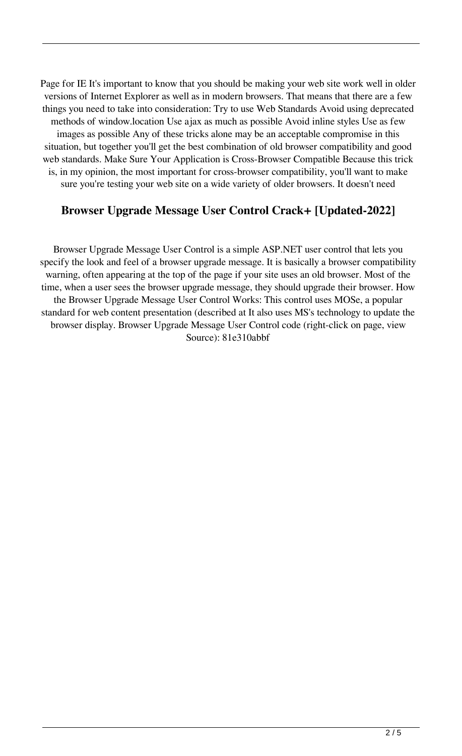Page for IE It's important to know that you should be making your web site work well in older versions of Internet Explorer as well as in modern browsers. That means that there are a few things you need to take into consideration: Try to use Web Standards Avoid using deprecated methods of window.location Use ajax as much as possible Avoid inline styles Use as few images as possible Any of these tricks alone may be an acceptable compromise in this situation, but together you'll get the best combination of old browser compatibility and good web standards. Make Sure Your Application is Cross-Browser Compatible Because this trick is, in my opinion, the most important for cross-browser compatibility, you'll want to make sure you're testing your web site on a wide variety of older browsers. It doesn't need

## Browser Upgrade Message User Control Crack+ [Updated-2022]

Browser Upgrade Message User Control is a simple ASP.NET user control that lets you specify the look and feel of a browser upgrade message. It is basically a browser compatibility warning, often appearing at the top of the page if your site uses an old browser. Most of the time, when a user sees the browser upgrade message, they should upgrade their browser. How the Browser Upgrade Message User Control Works: This control uses MOSe, a popular standard for web content presentation (described at It also uses MS's technology to update the browser display. Browser Upgrade Message User Control code (right-click on page, view Source): 81e310abbf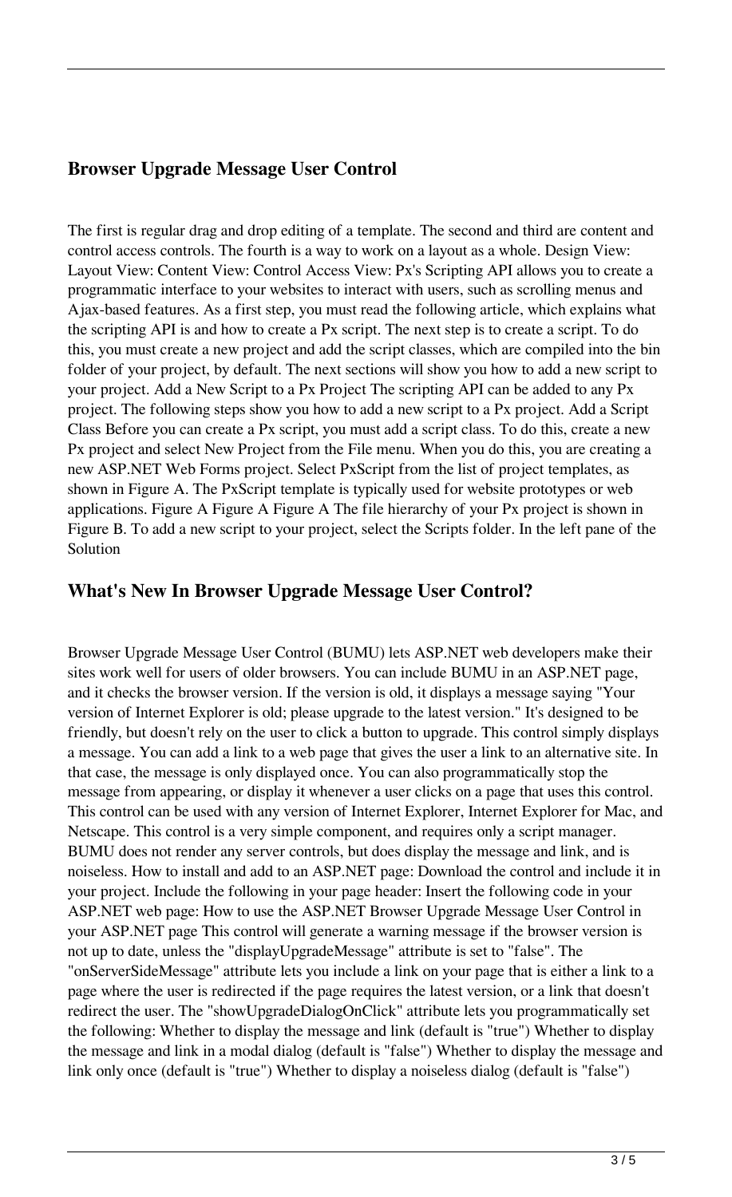## Browser Upgrade Message User Control

The first is regular drag and drop editing of a template. The second and third are content and control access controls. The fourth is a way to work on a layout as a whole. Design View: Layout View: Content View: Control Access View: Px's Scripting API allows you to create a programmatic interface to your websites to interact with users, such as scrolling menus and Ajax-based features. As a first step, you must read the following article, which explains what the scripting API is and how to create a Px script. The next step is to create a script. To do this, you must create a new project and add the script classes, which are compiled into the bin folder of your project, by default. The next sections will show you how to add a new script to your project. Add a New Script to a Px Project The scripting API can be added to any Px project. The following steps show you how to add a new script to a Px project. Add a Script Class Before you can create a Px script, you must add a script class. To do this, create a new Px project and select New Project from the File menu. When you do this, you are creating a new ASP.NET Web Forms project. Select PxScript from the list of project templates, as shown in Figure A. The PxScript template is typically used for website prototypes or web applications. Figure A Figure A Figure A The file hierarchy of your Px project is shown in Figure B. To add a new script to your project, select the Scripts folder. In the left pane of the Solution

## What's New In Browser Upgrade Message User Control?

Browser Upgrade Message User Control (BUMU) lets ASP.NET web developers make their sites work well for users of older browsers. You can include BUMU in an ASP.NET page, and it checks the browser version. If the version is old, it displays a message saying "Your version of Internet Explorer is old; please upgrade to the latest version." It's designed to be friendly, but doesn't rely on the user to click a button to upgrade. This control simply displays a message. You can add a link to a web page that gives the user a link to an alternative site. In that case, the message is only displayed once. You can also programmatically stop the message from appearing, or display it whenever a user clicks on a page that uses this control. This control can be used with any version of Internet Explorer, Internet Explorer for Mac, and Netscape. This control is a very simple component, and requires only a script manager. BUMU does not render any server controls, but does display the message and link, and is noiseless. How to install and add to an ASP.NET page: Download the control and include it in your project. Include the following in your page header: Insert the following code in your ASP.NET web page: How to use the ASP.NET Browser Upgrade Message User Control in your ASP.NET page This control will generate a warning message if the browser version is not up to date, unless the "displayUpgradeMessage" attribute is set to "false". The "onServerSideMessage" attribute lets you include a link on your page that is either a link to a page where the user is redirected if the page requires the latest version, or a link that doesn't redirect the user. The "showUpgradeDialogOnClick" attribute lets you programmatically set the following: Whether to display the message and link (default is "true") Whether to display the message and link in a modal dialog (default is "false") Whether to display the message and link only once (default is "true") Whether to display a noiseless dialog (default is "false")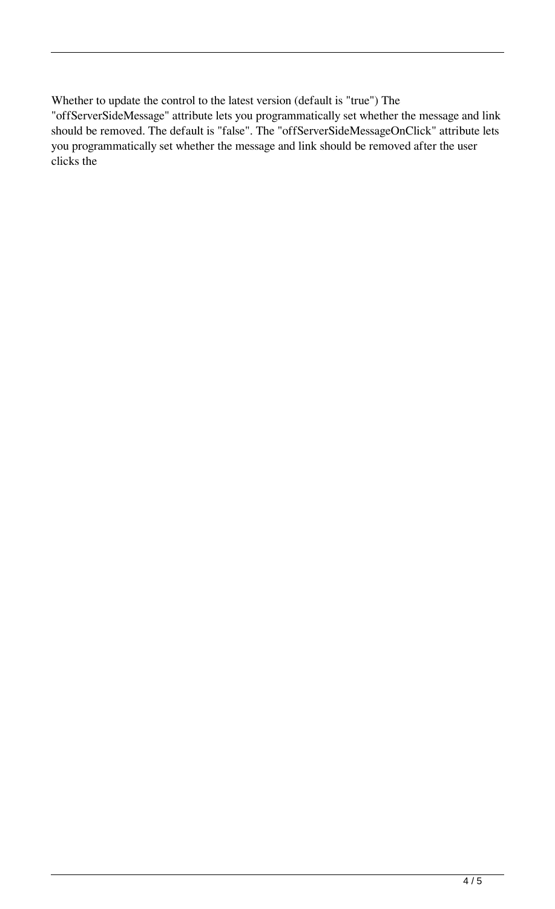Whether to update the control to the latest version (default is "true") The "offServerSideMessage" attribute lets you programmatically set whether the message and link should be removed. The default is "false". The "offServerSideMessageOnClick" attribute lets you programmatically set whether the message and link should be removed after the user clicks the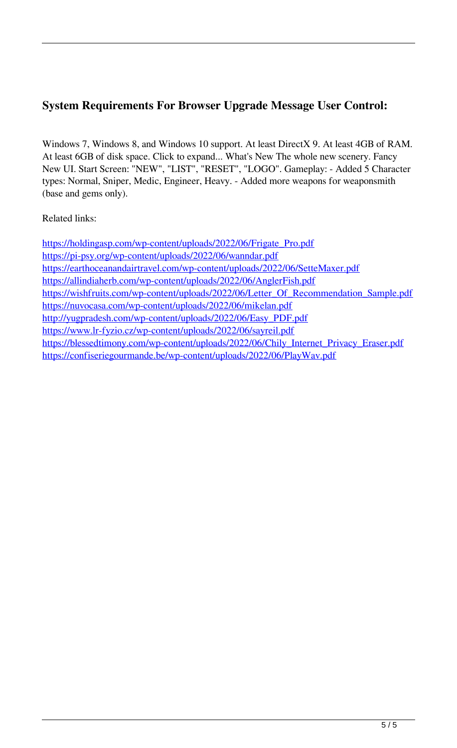## System Requirements For Browser Upgrade Message User Control:

Windows 7, Windows 8, and Windows 10 support. At least DirectX 9. At least 4GB of RAM. At least 6GB of disk space. Click to expand... What's New The whole new scenery. Fancy New UI. Start Screen: "NEW", "LIST", "RESET", "LOGO". Gameplay: - Added 5 Character types: Normal, Sniper, Medic, Engineer, Heavy. - Added more weapons for weaponsmith (base and gems only).

Related links:

https://holdingasp.com/wp-content/uploads/2022/06/Frigate_Pro.pdf
https://pi-psy.org/wp-content/uploads/2022/06/wanndar.pdf
https://earthoceanandairtravel.com/wp-content/uploads/2022/06/SetteMaxer.pdf
https://allindiaherb.com/wp-content/uploads/2022/06/AnglerFish.pdf
https://wishfruits.com/wp-content/uploads/2022/06/Letter_Of_Recommendation_Sample.pdf
https://nuvocasa.com/wp-content/uploads/2022/06/mikelan.pdf
http://yugpradesh.com/wp-content/uploads/2022/06/Easy_PDF.pdf
https://www.lr-fyzio.cz/wp-content/uploads/2022/06/sayreil.pdf
https://blessedtimony.com/wp-content/uploads/2022/06/Chily_Internet_Privacy_Eraser.pdf
https://confiseriegourmande.be/wp-content/uploads/2022/06/PlayWav.pdf